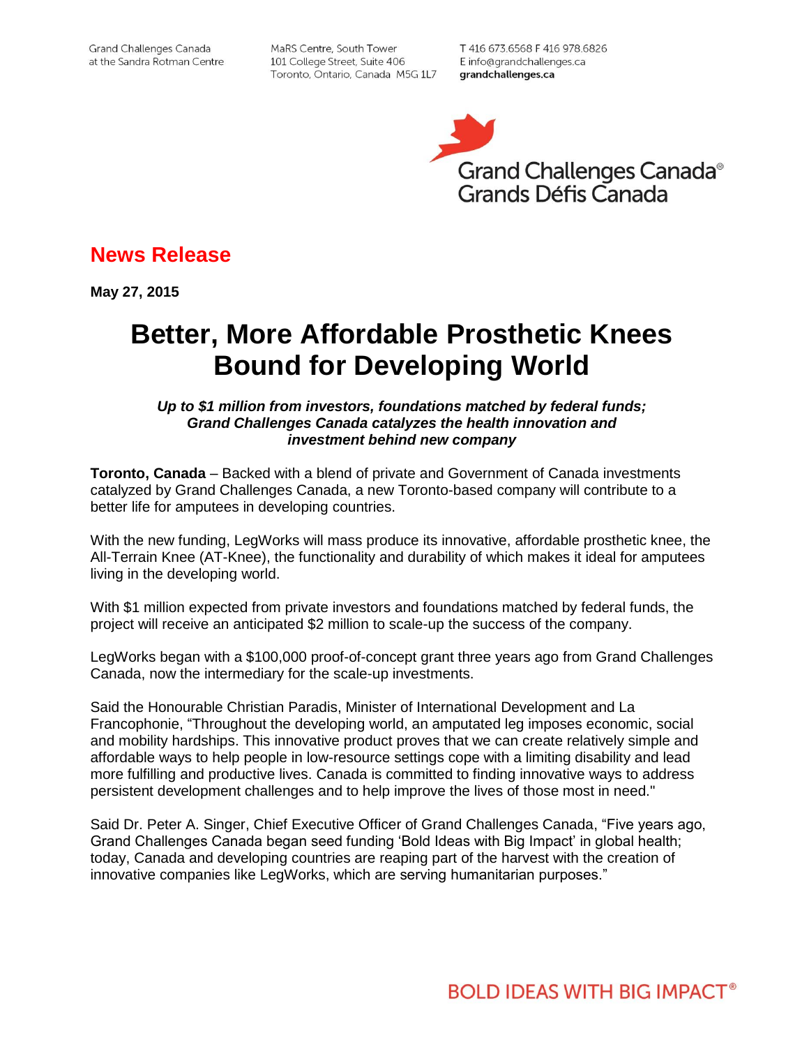Grand Challenges Canada at the Sandra Rotman Centre
MaRS Centre, South Tower
101 College Street, Suite 406
Toronto, Ontario, Canada M5G 1L7
T 416 673.6568 F 416 978.6826
E info@grandchallenges.ca
grandchallenges.ca

Grand Challenges Canada®
Grands Défis Canada

## News Release

**May 27, 2015**

# Better, More Affordable Prosthetic Knees Bound for Developing World

***Up to $1 million from investors, foundations matched by federal funds; Grand Challenges Canada catalyzes the health innovation and investment behind new company***

**Toronto, Canada** – Backed with a blend of private and Government of Canada investments catalyzed by Grand Challenges Canada, a new Toronto-based company will contribute to a better life for amputees in developing countries.

With the new funding, LegWorks will mass produce its innovative, affordable prosthetic knee, the All-Terrain Knee (AT-Knee), the functionality and durability of which makes it ideal for amputees living in the developing world.

With $1 million expected from private investors and foundations matched by federal funds, the project will receive an anticipated $2 million to scale-up the success of the company.

LegWorks began with a $100,000 proof-of-concept grant three years ago from Grand Challenges Canada, now the intermediary for the scale-up investments.

Said the Honourable Christian Paradis, Minister of International Development and La Francophonie, "Throughout the developing world, an amputated leg imposes economic, social and mobility hardships. This innovative product proves that we can create relatively simple and affordable ways to help people in low-resource settings cope with a limiting disability and lead more fulfilling and productive lives. Canada is committed to finding innovative ways to address persistent development challenges and to help improve the lives of those most in need."

Said Dr. Peter A. Singer, Chief Executive Officer of Grand Challenges Canada, "Five years ago, Grand Challenges Canada began seed funding 'Bold Ideas with Big Impact' in global health; today, Canada and developing countries are reaping part of the harvest with the creation of innovative companies like LegWorks, which are serving humanitarian purposes."

BOLD IDEAS WITH BIG IMPACT®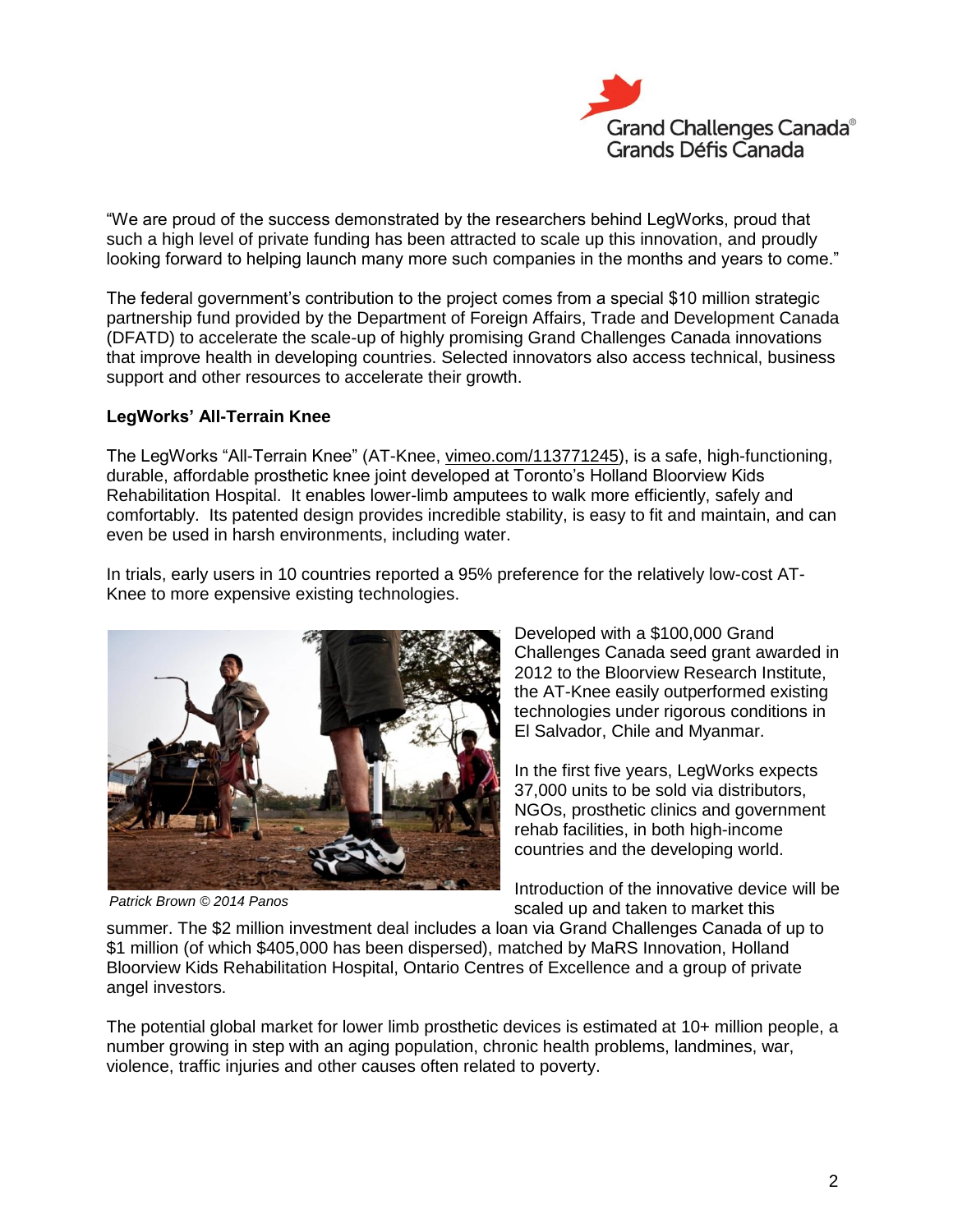"We are proud of the success demonstrated by the researchers behind LegWorks, proud that such a high level of private funding has been attracted to scale up this innovation, and proudly looking forward to helping launch many more such companies in the months and years to come."

The federal government's contribution to the project comes from a special $10 million strategic partnership fund provided by the Department of Foreign Affairs, Trade and Development Canada (DFATD) to accelerate the scale-up of highly promising Grand Challenges Canada innovations that improve health in developing countries. Selected innovators also access technical, business support and other resources to accelerate their growth.

**LegWorks' All-Terrain Knee**

The LegWorks "All-Terrain Knee" (AT-Knee, vimeo.com/113771245), is a safe, high-functioning, durable, affordable prosthetic knee joint developed at Toronto's Holland Bloorview Kids Rehabilitation Hospital. It enables lower-limb amputees to walk more efficiently, safely and comfortably. Its patented design provides incredible stability, is easy to fit and maintain, and can even be used in harsh environments, including water.

In trials, early users in 10 countries reported a 95% preference for the relatively low-cost AT-Knee to more expensive existing technologies.

*Patrick Brown © 2014 Panos*

Developed with a $100,000 Grand Challenges Canada seed grant awarded in 2012 to the Bloorview Research Institute, the AT-Knee easily outperformed existing technologies under rigorous conditions in El Salvador, Chile and Myanmar.

In the first five years, LegWorks expects 37,000 units to be sold via distributors, NGOs, prosthetic clinics and government rehab facilities, in both high-income countries and the developing world.

Introduction of the innovative device will be scaled up and taken to market this summer. The $2 million investment deal includes a loan via Grand Challenges Canada of up to $1 million (of which $405,000 has been dispersed), matched by MaRS Innovation, Holland Bloorview Kids Rehabilitation Hospital, Ontario Centres of Excellence and a group of private angel investors.

The potential global market for lower limb prosthetic devices is estimated at 10+ million people, a number growing in step with an aging population, chronic health problems, landmines, war, violence, traffic injuries and other causes often related to poverty.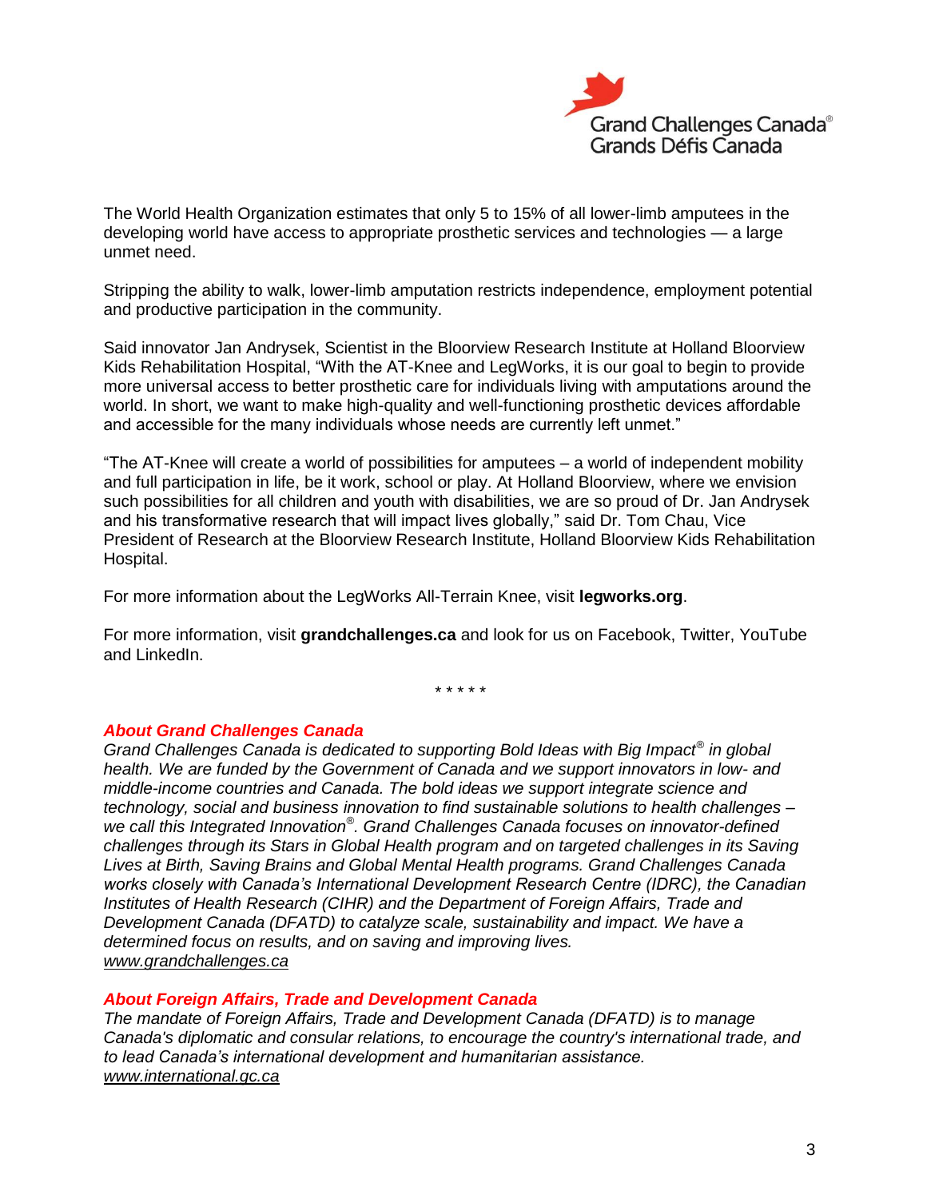The World Health Organization estimates that only 5 to 15% of all lower-limb amputees in the developing world have access to appropriate prosthetic services and technologies — a large unmet need.

Stripping the ability to walk, lower-limb amputation restricts independence, employment potential and productive participation in the community.

Said innovator Jan Andrysek, Scientist in the Bloorview Research Institute at Holland Bloorview Kids Rehabilitation Hospital, "With the AT-Knee and LegWorks, it is our goal to begin to provide more universal access to better prosthetic care for individuals living with amputations around the world. In short, we want to make high-quality and well-functioning prosthetic devices affordable and accessible for the many individuals whose needs are currently left unmet."

"The AT-Knee will create a world of possibilities for amputees – a world of independent mobility and full participation in life, be it work, school or play. At Holland Bloorview, where we envision such possibilities for all children and youth with disabilities, we are so proud of Dr. Jan Andrysek and his transformative research that will impact lives globally," said Dr. Tom Chau, Vice President of Research at the Bloorview Research Institute, Holland Bloorview Kids Rehabilitation Hospital.

For more information about the LegWorks All-Terrain Knee, visit **legworks.org**.

For more information, visit **grandchallenges.ca** and look for us on Facebook, Twitter, YouTube and LinkedIn.

\* \* \* \* \*

### *About Grand Challenges Canada*

*Grand Challenges Canada is dedicated to supporting Bold Ideas with Big Impact® in global health. We are funded by the Government of Canada and we support innovators in low- and middle-income countries and Canada. The bold ideas we support integrate science and technology, social and business innovation to find sustainable solutions to health challenges – we call this Integrated Innovation®. Grand Challenges Canada focuses on innovator-defined challenges through its Stars in Global Health program and on targeted challenges in its Saving Lives at Birth, Saving Brains and Global Mental Health programs. Grand Challenges Canada works closely with Canada's International Development Research Centre (IDRC), the Canadian Institutes of Health Research (CIHR) and the Department of Foreign Affairs, Trade and Development Canada (DFATD) to catalyze scale, sustainability and impact. We have a determined focus on results, and on saving and improving lives.*
*www.grandchallenges.ca*

### *About Foreign Affairs, Trade and Development Canada*

*The mandate of Foreign Affairs, Trade and Development Canada (DFATD) is to manage Canada's diplomatic and consular relations, to encourage the country's international trade, and to lead Canada's international development and humanitarian assistance.*
*www.international.gc.ca*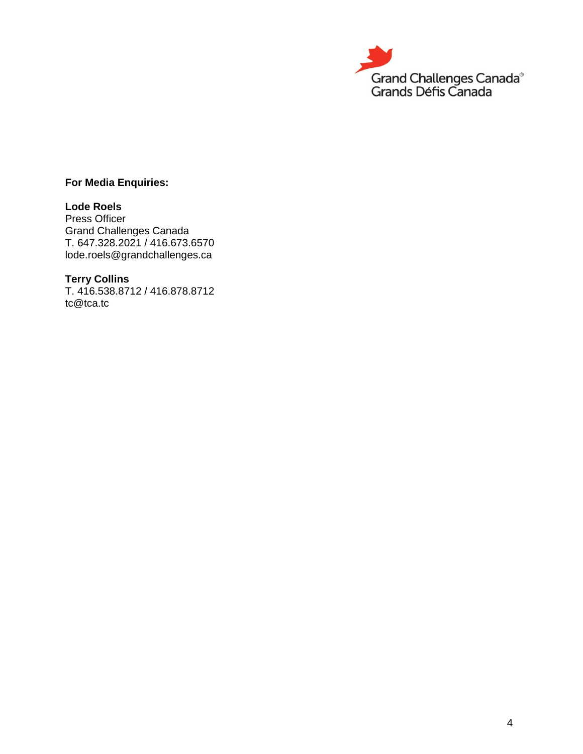**For Media Enquiries:**

**Lode Roels**
Press Officer
Grand Challenges Canada
T. 647.328.2021 / 416.673.6570
lode.roels@grandchallenges.ca

**Terry Collins**
T. 416.538.8712 / 416.878.8712
tc@tca.tc